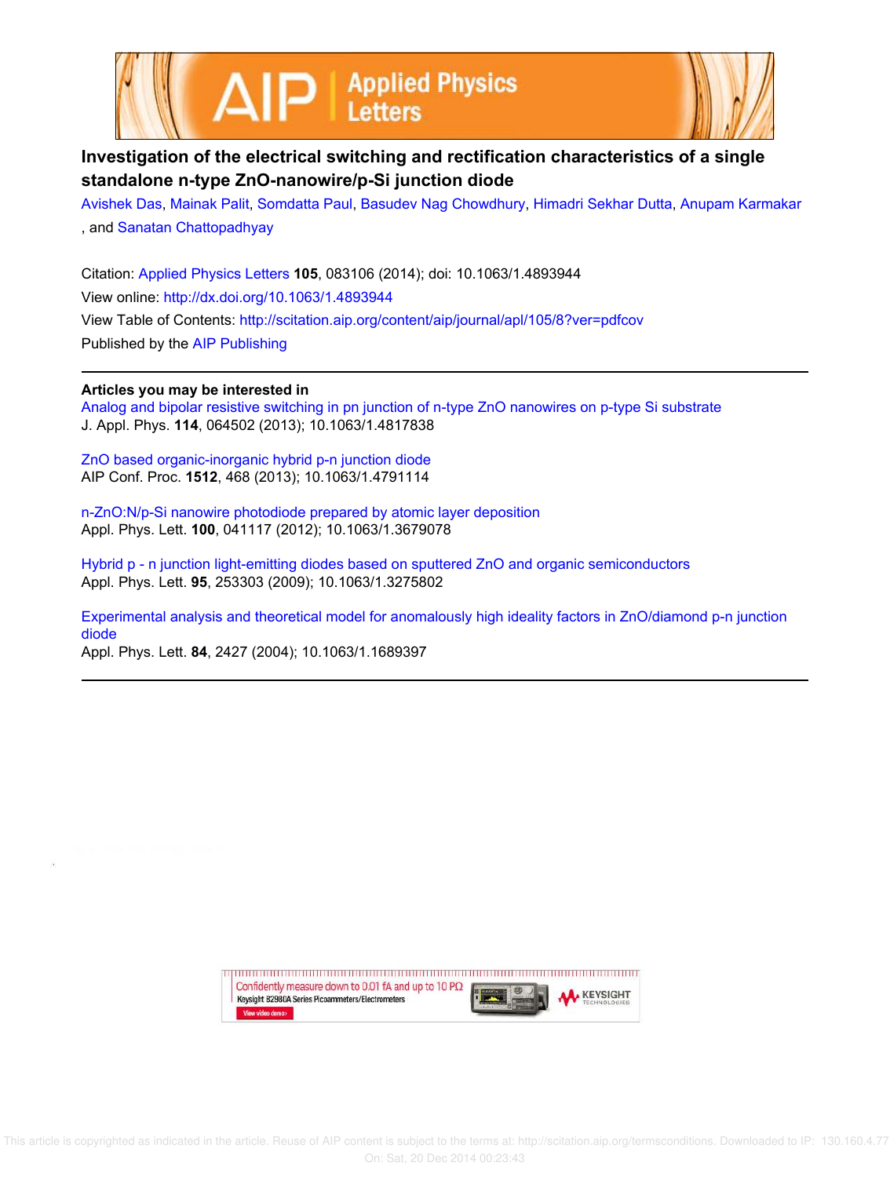# Investigation of the electrical switching and rectification characteristics of a single standalone n-type ZnO-nanowire/p-Si junction diode

Avishek Das, Mainak Palit, Somdatta Paul, Basudev Nag Chowdhury, Himadri Sekhar Dutta, Anupam Karmakar, and Sanatan Chattopadhyay

Citation: Applied Physics Letters **105**, 083106 (2014); doi: 10.1063/1.4893944

View online: http://dx.doi.org/10.1063/1.4893944

View Table of Contents: http://scitation.aip.org/content/aip/journal/apl/105/8?ver=pdfcov

Published by the AIP Publishing

## Articles you may be interested in

Analog and bipolar resistive switching in pn junction of n-type ZnO nanowires on p-type Si substrate
J. Appl. Phys. **114**, 064502 (2013); 10.1063/1.4817838

ZnO based organic-inorganic hybrid p-n junction diode
AIP Conf. Proc. **1512**, 468 (2013); 10.1063/1.4791114

n-ZnO:N/p-Si nanowire photodiode prepared by atomic layer deposition
Appl. Phys. Lett. **100**, 041117 (2012); 10.1063/1.3679078

Hybrid p - n junction light-emitting diodes based on sputtered ZnO and organic semiconductors
Appl. Phys. Lett. **95**, 253303 (2009); 10.1063/1.3275802

Experimental analysis and theoretical model for anomalously high ideality factors in ZnO/diamond p-n junction diode
Appl. Phys. Lett. **84**, 2427 (2004); 10.1063/1.1689397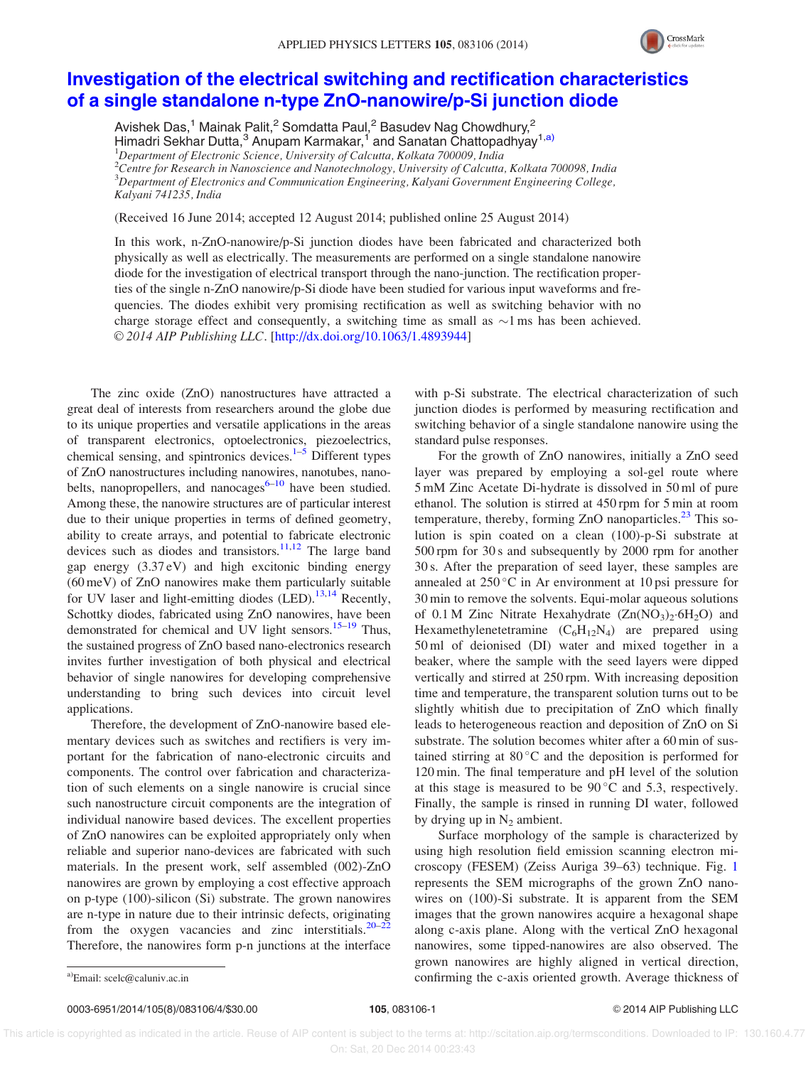# Investigation of the electrical switching and rectification characteristics of a single standalone n-type ZnO-nanowire/p-Si junction diode

Avishek Das,[1] Mainak Palit,[2] Somdatta Paul,[2] Basudev Nag Chowdhury,[2] Himadri Sekhar Dutta,[3] Anupam Karmakar,[1] and Sanatan Chattopadhyay[1,a)]

[1]*Department of Electronic Science, University of Calcutta, Kolkata 700009, India*
[2]*Centre for Research in Nanoscience and Nanotechnology, University of Calcutta, Kolkata 700098, India*
[3]*Department of Electronics and Communication Engineering, Kalyani Government Engineering College, Kalyani 741235, India*

(Received 16 June 2014; accepted 12 August 2014; published online 25 August 2014)

In this work, n-ZnO-nanowire/p-Si junction diodes have been fabricated and characterized both physically as well as electrically. The measurements are performed on a single standalone nanowire diode for the investigation of electrical transport through the nano-junction. The rectification properties of the single n-ZnO nanowire/p-Si diode have been studied for various input waveforms and frequencies. The diodes exhibit very promising rectification as well as switching behavior with no charge storage effect and consequently, a switching time as small as ∼1 ms has been achieved. © *2014 AIP Publishing LLC*. [http://dx.doi.org/10.1063/1.4893944]

The zinc oxide (ZnO) nanostructures have attracted a great deal of interests from researchers around the globe due to its unique properties and versatile applications in the areas of transparent electronics, optoelectronics, piezoelectrics, chemical sensing, and spintronics devices.[1–5] Different types of ZnO nanostructures including nanowires, nanotubes, nanobelts, nanopropellers, and nanocages[6–10] have been studied. Among these, the nanowire structures are of particular interest due to their unique properties in terms of defined geometry, ability to create arrays, and potential to fabricate electronic devices such as diodes and transistors.[11,12] The large band gap energy (3.37 eV) and high excitonic binding energy (60 meV) of ZnO nanowires make them particularly suitable for UV laser and light-emitting diodes (LED).[13,14] Recently, Schottky diodes, fabricated using ZnO nanowires, have been demonstrated for chemical and UV light sensors.[15–19] Thus, the sustained progress of ZnO based nano-electronics research invites further investigation of both physical and electrical behavior of single nanowires for developing comprehensive understanding to bring such devices into circuit level applications.

Therefore, the development of ZnO-nanowire based elementary devices such as switches and rectifiers is very important for the fabrication of nano-electronic circuits and components. The control over fabrication and characterization of such elements on a single nanowire is crucial since such nanostructure circuit components are the integration of individual nanowire based devices. The excellent properties of ZnO nanowires can be exploited appropriately only when reliable and superior nano-devices are fabricated with such materials. In the present work, self assembled (002)-ZnO nanowires are grown by employing a cost effective approach on p-type (100)-silicon (Si) substrate. The grown nanowires are n-type in nature due to their intrinsic defects, originating from the oxygen vacancies and zinc interstitials.[20–22] Therefore, the nanowires form p-n junctions at the interface with p-Si substrate. The electrical characterization of such junction diodes is performed by measuring rectification and switching behavior of a single standalone nanowire using the standard pulse responses.

For the growth of ZnO nanowires, initially a ZnO seed layer was prepared by employing a sol-gel route where 5 mM Zinc Acetate Di-hydrate is dissolved in 50 ml of pure ethanol. The solution is stirred at 450 rpm for 5 min at room temperature, thereby, forming ZnO nanoparticles.[23] This solution is spin coated on a clean (100)-p-Si substrate at 500 rpm for 30 s and subsequently by 2000 rpm for another 30 s. After the preparation of seed layer, these samples are annealed at 250 °C in Ar environment at 10 psi pressure for 30 min to remove the solvents. Equi-molar aqueous solutions of 0.1 M Zinc Nitrate Hexahydrate ($Zn(NO_3)_2{\cdot}6H_2O$) and Hexamethylenetetramine ($C_6H_{12}N_4$) are prepared using 50 ml of deionised (DI) water and mixed together in a beaker, where the sample with the seed layers were dipped vertically and stirred at 250 rpm. With increasing deposition time and temperature, the transparent solution turns out to be slightly whitish due to precipitation of ZnO which finally leads to heterogeneous reaction and deposition of ZnO on Si substrate. The solution becomes whiter after a 60 min of sustained stirring at 80 °C and the deposition is performed for 120 min. The final temperature and pH level of the solution at this stage is measured to be 90 °C and 5.3, respectively. Finally, the sample is rinsed in running DI water, followed by drying up in $N_2$ ambient.

Surface morphology of the sample is characterized by using high resolution field emission scanning electron microscopy (FESEM) (Zeiss Auriga 39–63) technique. Fig. 1 represents the SEM micrographs of the grown ZnO nanowires on (100)-Si substrate. It is apparent from the SEM images that the grown nanowires acquire a hexagonal shape along c-axis plane. Along with the vertical ZnO hexagonal nanowires, some tipped-nanowires are also observed. The grown nanowires are highly aligned in vertical direction, confirming the c-axis oriented growth. Average thickness of

[a)]Email: scelc@caluniv.ac.in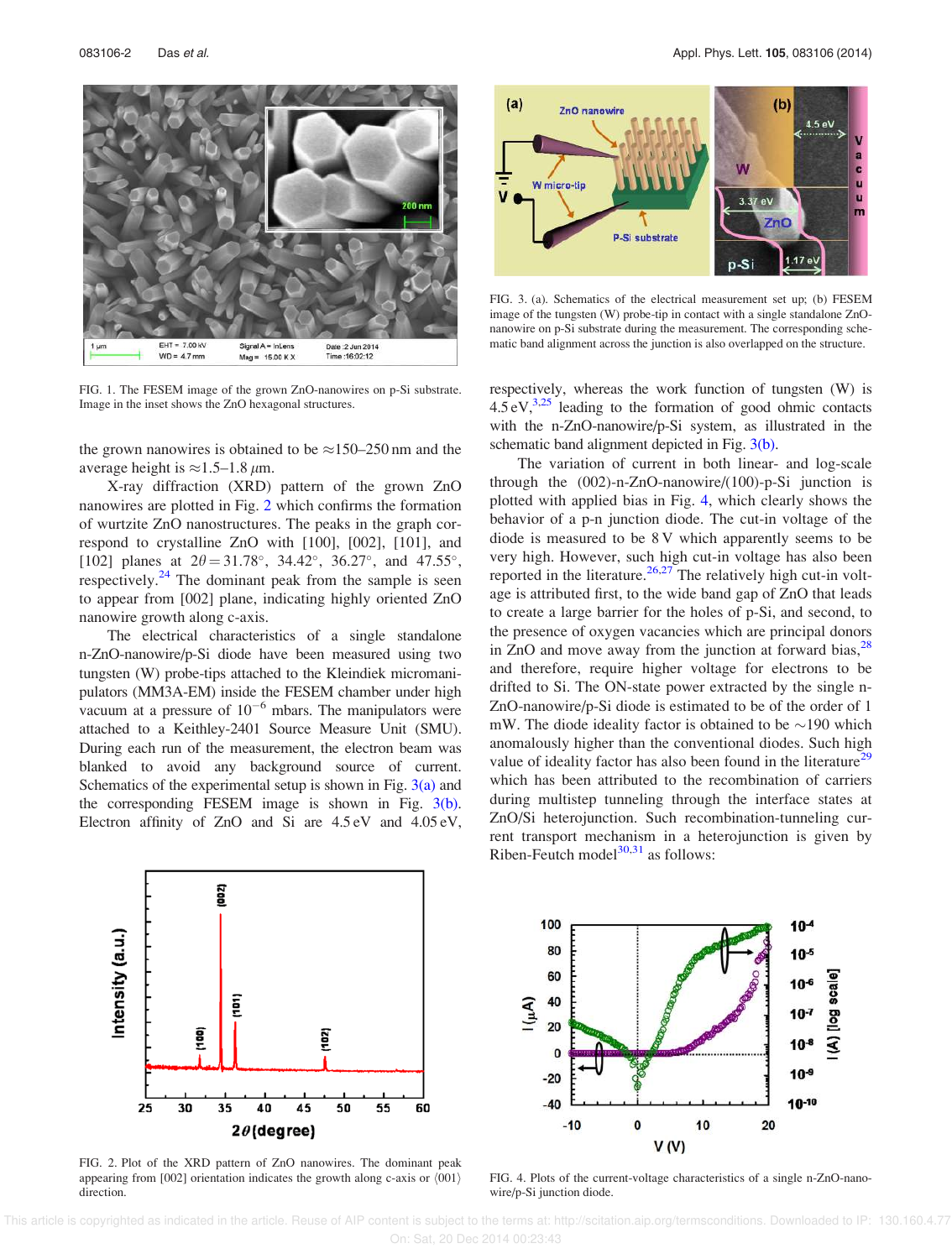FIG. 1. The FESEM image of the grown ZnO-nanowires on p-Si substrate. Image in the inset shows the ZnO hexagonal structures.

the grown nanowires is obtained to be ≈150–250 nm and the average height is ≈1.5–1.8 $\mu$m.

X-ray diffraction (XRD) pattern of the grown ZnO nanowires are plotted in Fig. 2 which confirms the formation of wurtzite ZnO nanostructures. The peaks in the graph correspond to crystalline ZnO with [100], [002], [101], and [102] planes at $2\theta = 31.78°$, $34.42°$, $36.27°$, and $47.55°$, respectively.[24] The dominant peak from the sample is seen to appear from [002] plane, indicating highly oriented ZnO nanowire growth along c-axis.

The electrical characteristics of a single standalone n-ZnO-nanowire/p-Si diode have been measured using two tungsten (W) probe-tips attached to the Kleindiek micromanipulators (MM3A-EM) inside the FESEM chamber under high vacuum at a pressure of $10^{-6}$ mbars. The manipulators were attached to a Keithley-2401 Source Measure Unit (SMU). During each run of the measurement, the electron beam was blanked to avoid any background source of current. Schematics of the experimental setup is shown in Fig. 3(a) and the corresponding FESEM image is shown in Fig. 3(b). Electron affinity of ZnO and Si are 4.5 eV and 4.05 eV, respectively, whereas the work function of tungsten (W) is 4.5 eV,[3,25] leading to the formation of good ohmic contacts with the n-ZnO-nanowire/p-Si system, as illustrated in the schematic band alignment depicted in Fig. 3(b).

FIG. 3. (a). Schematics of the electrical measurement set up; (b) FESEM image of the tungsten (W) probe-tip in contact with a single standalone ZnO-nanowire on p-Si substrate during the measurement. The corresponding schematic band alignment across the junction is also overlapped on the structure.

The variation of current in both linear- and log-scale through the (002)-n-ZnO-nanowire/(100)-p-Si junction is plotted with applied bias in Fig. 4, which clearly shows the behavior of a p-n junction diode. The cut-in voltage of the diode is measured to be 8 V which apparently seems to be very high. However, such high cut-in voltage has also been reported in the literature.[26,27] The relatively high cut-in voltage is attributed first, to the wide band gap of ZnO that leads to create a large barrier for the holes of p-Si, and second, to the presence of oxygen vacancies which are principal donors in ZnO and move away from the junction at forward bias,[28] and therefore, require higher voltage for electrons to be drifted to Si. The ON-state power extracted by the single n-ZnO-nanowire/p-Si diode is estimated to be of the order of 1 mW. The diode ideality factor is obtained to be ~190 which anomalously higher than the conventional diodes. Such high value of ideality factor has also been found in the literature[29] which has been attributed to the recombination of carriers during multistep tunneling through the interface states at ZnO/Si heterojunction. Such recombination-tunneling current transport mechanism in a heterojunction is given by Riben-Feutch model[30,31] as follows:

FIG. 2. Plot of the XRD pattern of ZnO nanowires. The dominant peak appearing from [002] orientation indicates the growth along c-axis or ⟨001⟩ direction.

FIG. 4. Plots of the current-voltage characteristics of a single n-ZnO-nanowire/p-Si junction diode.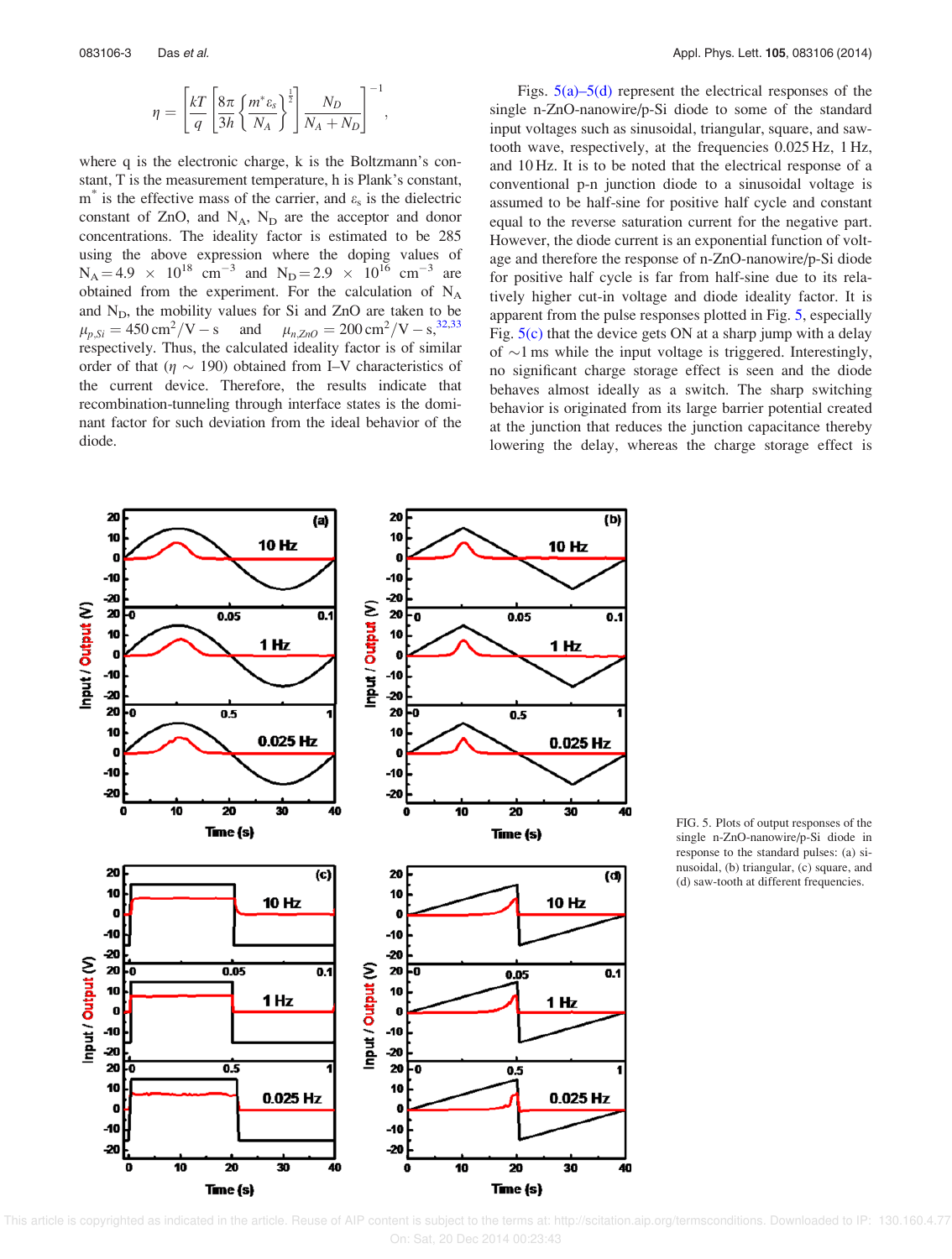$$\eta = \left[ \frac{kT}{q} \left[ \frac{8\pi}{3h} \left\{ \frac{m^* \varepsilon_s}{N_A} \right\}^{\frac{1}{2}} \right] \frac{N_D}{N_A + N_D} \right]^{-1},$$

where q is the electronic charge, k is the Boltzmann's constant, T is the measurement temperature, h is Plank's constant, $m^*$ is the effective mass of the carrier, and $\varepsilon_s$ is the dielectric constant of ZnO, and $N_A$, $N_D$ are the acceptor and donor concentrations. The ideality factor is estimated to be 285 using the above expression where the doping values of $N_A = 4.9 \times 10^{18}$ cm$^{-3}$ and $N_D = 2.9 \times 10^{16}$ cm$^{-3}$ are obtained from the experiment. For the calculation of $N_A$ and $N_D$, the mobility values for Si and ZnO are taken to be $\mu_{p,Si} = 450\,\text{cm}^2/\text{V}-\text{s}$ and $\mu_{n,ZnO} = 200\,\text{cm}^2/\text{V}-\text{s}$,[32,33] respectively. Thus, the calculated ideality factor is of similar order of that ($\eta \sim 190$) obtained from I–V characteristics of the current device. Therefore, the results indicate that recombination-tunneling through interface states is the dominant factor for such deviation from the ideal behavior of the diode.

Figs. 5(a)–5(d) represent the electrical responses of the single n-ZnO-nanowire/p-Si diode to some of the standard input voltages such as sinusoidal, triangular, square, and saw-tooth wave, respectively, at the frequencies 0.025 Hz, 1 Hz, and 10 Hz. It is to be noted that the electrical response of a conventional p-n junction diode to a sinusoidal voltage is assumed to be half-sine for positive half cycle and constant equal to the reverse saturation current for the negative part. However, the diode current is an exponential function of voltage and therefore the response of n-ZnO-nanowire/p-Si diode for positive half cycle is far from half-sine due to its relatively higher cut-in voltage and diode ideality factor. It is apparent from the pulse responses plotted in Fig. 5, especially Fig. 5(c) that the device gets ON at a sharp jump with a delay of $\sim$1 ms while the input voltage is triggered. Interestingly, no significant charge storage effect is seen and the diode behaves almost ideally as a switch. The sharp switching behavior is originated from its large barrier potential created at the junction that reduces the junction capacitance thereby lowering the delay, whereas the charge storage effect is

FIG. 5. Plots of output responses of the single n-ZnO-nanowire/p-Si diode in response to the standard pulses: (a) sinusoidal, (b) triangular, (c) square, and (d) saw-tooth at different frequencies.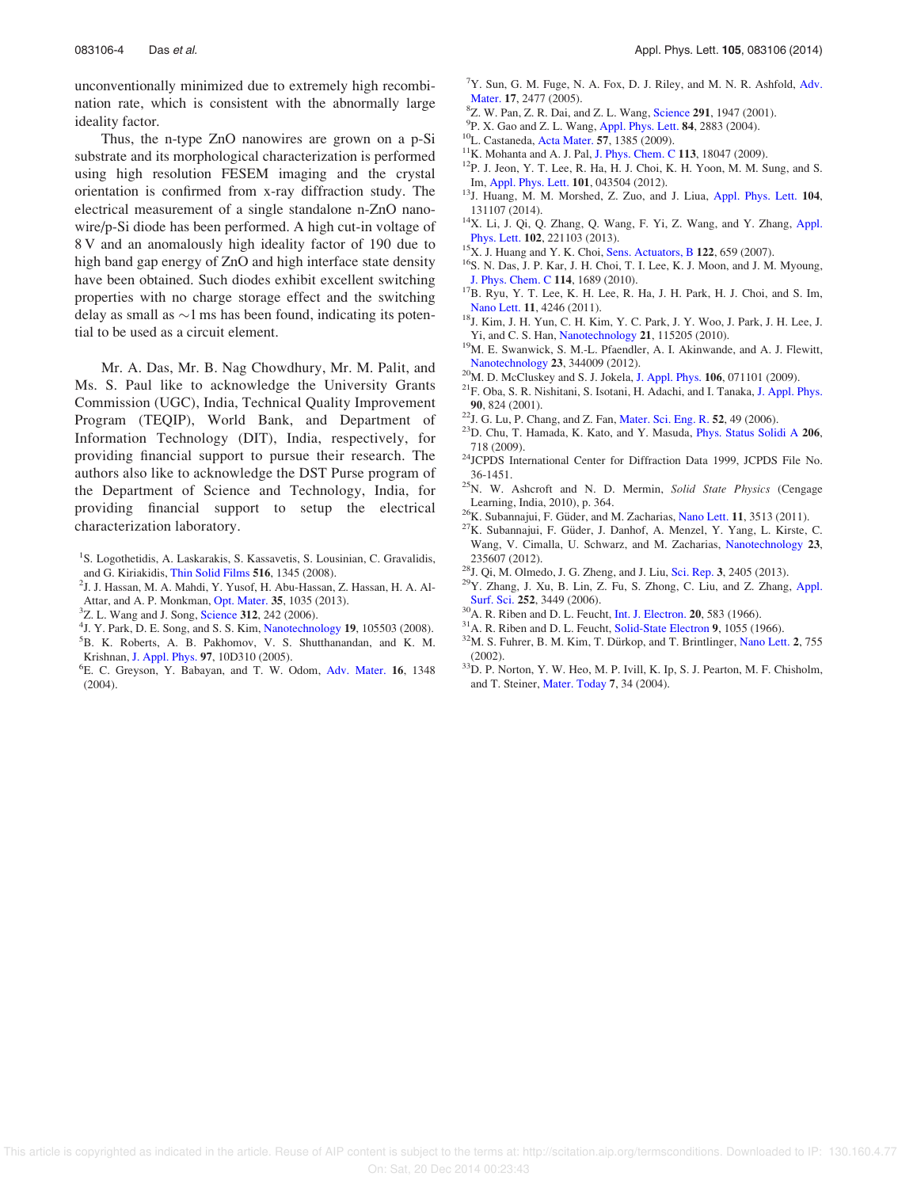unconventionally minimized due to extremely high recombination rate, which is consistent with the abnormally large ideality factor.

Thus, the n-type ZnO nanowires are grown on a p-Si substrate and its morphological characterization is performed using high resolution FESEM imaging and the crystal orientation is confirmed from x-ray diffraction study. The electrical measurement of a single standalone n-ZnO nanowire/p-Si diode has been performed. A high cut-in voltage of 8 V and an anomalously high ideality factor of 190 due to high band gap energy of ZnO and high interface state density have been obtained. Such diodes exhibit excellent switching properties with no charge storage effect and the switching delay as small as ∼1 ms has been found, indicating its potential to be used as a circuit element.

Mr. A. Das, Mr. B. Nag Chowdhury, Mr. M. Palit, and Ms. S. Paul like to acknowledge the University Grants Commission (UGC), India, Technical Quality Improvement Program (TEQIP), World Bank, and Department of Information Technology (DIT), India, respectively, for providing financial support to pursue their research. The authors also like to acknowledge the DST Purse program of the Department of Science and Technology, India, for providing financial support to setup the electrical characterization laboratory.

[1] S. Logothetidis, A. Laskarakis, S. Kassavetis, S. Lousinian, C. Gravalidis, and G. Kiriakidis, Thin Solid Films **516**, 1345 (2008).
[2] J. J. Hassan, M. A. Mahdi, Y. Yusof, H. Abu-Hassan, Z. Hassan, H. A. Al-Attar, and A. P. Monkman, Opt. Mater. **35**, 1035 (2013).
[3] Z. L. Wang and J. Song, Science **312**, 242 (2006).
[4] J. Y. Park, D. E. Song, and S. S. Kim, Nanotechnology **19**, 105503 (2008).
[5] B. K. Roberts, A. B. Pakhomov, V. S. Shutthanandan, and K. M. Krishnan, J. Appl. Phys. **97**, 10D310 (2005).
[6] E. C. Greyson, Y. Babayan, and T. W. Odom, Adv. Mater. **16**, 1348 (2004).
[7] Y. Sun, G. M. Fuge, N. A. Fox, D. J. Riley, and M. N. R. Ashfold, Adv. Mater. **17**, 2477 (2005).
[8] Z. W. Pan, Z. R. Dai, and Z. L. Wang, Science **291**, 1947 (2001).
[9] P. X. Gao and Z. L. Wang, Appl. Phys. Lett. **84**, 2883 (2004).
[10] L. Castaneda, Acta Mater. **57**, 1385 (2009).
[11] K. Mohanta and A. J. Pal, J. Phys. Chem. C **113**, 18047 (2009).
[12] P. J. Jeon, Y. T. Lee, R. Ha, H. J. Choi, K. H. Yoon, M. M. Sung, and S. Im, Appl. Phys. Lett. **101**, 043504 (2012).
[13] J. Huang, M. M. Morshed, Z. Zuo, and J. Liua, Appl. Phys. Lett. **104**, 131107 (2014).
[14] X. Li, J. Qi, Q. Zhang, Q. Wang, F. Yi, Z. Wang, and Y. Zhang, Appl. Phys. Lett. **102**, 221103 (2013).
[15] X. J. Huang and Y. K. Choi, Sens. Actuators, B **122**, 659 (2007).
[16] S. N. Das, J. P. Kar, J. H. Choi, T. I. Lee, K. J. Moon, and J. M. Myoung, J. Phys. Chem. C **114**, 1689 (2010).
[17] B. Ryu, Y. T. Lee, K. H. Lee, R. Ha, J. H. Park, H. J. Choi, and S. Im, Nano Lett. **11**, 4246 (2011).
[18] J. Kim, J. H. Yun, C. H. Kim, Y. C. Park, J. Y. Woo, J. Park, J. H. Lee, J. Yi, and C. S. Han, Nanotechnology **21**, 115205 (2010).
[19] M. E. Swanwick, S. M.-L. Pfaendler, A. I. Akinwande, and A. J. Flewitt, Nanotechnology **23**, 344009 (2012).
[20] M. D. McCluskey and S. J. Jokela, J. Appl. Phys. **106**, 071101 (2009).
[21] F. Oba, S. R. Nishitani, S. Isotani, H. Adachi, and I. Tanaka, J. Appl. Phys. **90**, 824 (2001).
[22] J. G. Lu, P. Chang, and Z. Fan, Mater. Sci. Eng. R. **52**, 49 (2006).
[23] D. Chu, T. Hamada, K. Kato, and Y. Masuda, Phys. Status Solidi A **206**, 718 (2009).
[24] JCPDS International Center for Diffraction Data 1999, JCPDS File No. 36-1451.
[25] N. W. Ashcroft and N. D. Mermin, *Solid State Physics* (Cengage Learning, India, 2010), p. 364.
[26] K. Subannajui, F. Güder, and M. Zacharias, Nano Lett. **11**, 3513 (2011).
[27] K. Subannajui, F. Güder, J. Danhof, A. Menzel, Y. Yang, L. Kirste, C. Wang, V. Cimalla, U. Schwarz, and M. Zacharias, Nanotechnology **23**, 235607 (2012).
[28] J. Qi, M. Olmedo, J. G. Zheng, and J. Liu, Sci. Rep. **3**, 2405 (2013).
[29] Y. Zhang, J. Xu, B. Lin, Z. Fu, S. Zhong, C. Liu, and Z. Zhang, Appl. Surf. Sci. **252**, 3449 (2006).
[30] A. R. Riben and D. L. Feucht, Int. J. Electron. **20**, 583 (1966).
[31] A. R. Riben and D. L. Feucht, Solid-State Electron **9**, 1055 (1966).
[32] M. S. Fuhrer, B. M. Kim, T. Dürkop, and T. Brintlinger, Nano Lett. **2**, 755 (2002).
[33] D. P. Norton, Y. W. Heo, M. P. Ivill, K. Ip, S. J. Pearton, M. F. Chisholm, and T. Steiner, Mater. Today **7**, 34 (2004).